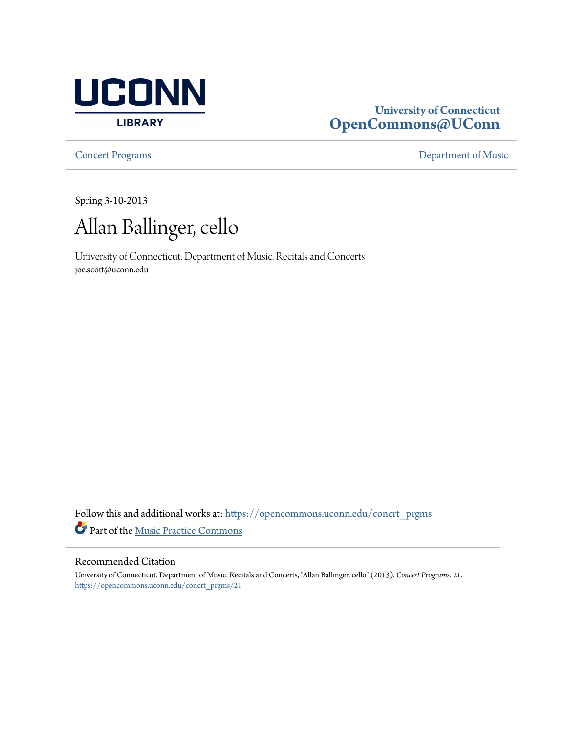UCONN LIBRARY

**University of Connecticut**
**OpenCommons@UConn**

Concert Programs | Department of Music

Spring 3-10-2013

# Allan Ballinger, cello

University of Connecticut. Department of Music. Recitals and Concerts
joe.scott@uconn.edu

Follow this and additional works at: https://opencommons.uconn.edu/concrt_prgms

Part of the Music Practice Commons

## Recommended Citation

University of Connecticut. Department of Music. Recitals and Concerts, "Allan Ballinger, cello" (2013). *Concert Programs*. 21.
https://opencommons.uconn.edu/concrt_prgms/21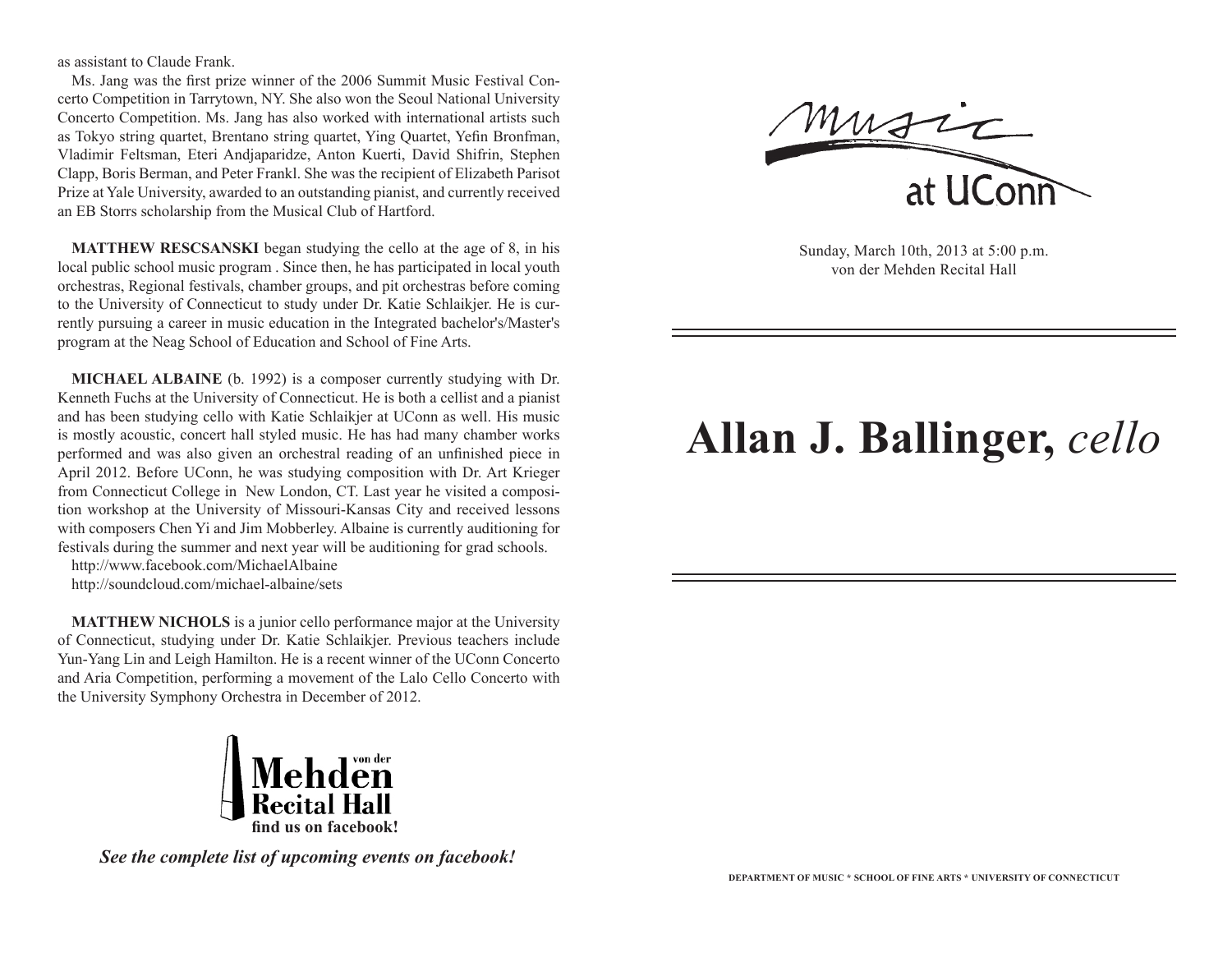as assistant to Claude Frank.

Ms. Jang was the first prize winner of the 2006 Summit Music Festival Concerto Competition in Tarrytown, NY. She also won the Seoul National University Concerto Competition. Ms. Jang has also worked with international artists such as Tokyo string quartet, Brentano string quartet, Ying Quartet, Yefin Bronfman, Vladimir Feltsman, Eteri Andjaparidze, Anton Kuerti, David Shifrin, Stephen Clapp, Boris Berman, and Peter Frankl. She was the recipient of Elizabeth Parisot Prize at Yale University, awarded to an outstanding pianist, and currently received an EB Storrs scholarship from the Musical Club of Hartford.

**MATTHEW RESCSANSKI** began studying the cello at the age of 8, in his local public school music program . Since then, he has participated in local youth orchestras, Regional festivals, chamber groups, and pit orchestras before coming to the University of Connecticut to study under Dr. Katie Schlaikjer. He is currently pursuing a career in music education in the Integrated bachelor's/Master's program at the Neag School of Education and School of Fine Arts.

**MICHAEL ALBAINE** (b. 1992) is a composer currently studying with Dr. Kenneth Fuchs at the University of Connecticut. He is both a cellist and a pianist and has been studying cello with Katie Schlaikjer at UConn as well. His music is mostly acoustic, concert hall styled music. He has had many chamber works performed and was also given an orchestral reading of an unfinished piece in April 2012. Before UConn, he was studying composition with Dr. Art Krieger from Connecticut College in New London, CT. Last year he visited a composition workshop at the University of Missouri-Kansas City and received lessons with composers Chen Yi and Jim Mobberley. Albaine is currently auditioning for festivals during the summer and next year will be auditioning for grad schools.

http://www.facebook.com/MichaelAlbaine
http://soundcloud.com/michael-albaine/sets

**MATTHEW NICHOLS** is a junior cello performance major at the University of Connecticut, studying under Dr. Katie Schlaikjer. Previous teachers include Yun-Yang Lin and Leigh Hamilton. He is a recent winner of the UConn Concerto and Aria Competition, performing a movement of the Lalo Cello Concerto with the University Symphony Orchestra in December of 2012.

von der **Mehden Recital Hall**
**find us on facebook!**

***See the complete list of upcoming events on facebook!***

music at UConn

Sunday, March 10th, 2013 at 5:00 p.m.
von der Mehden Recital Hall

# **Allan J. Ballinger,** *cello*

DEPARTMENT OF MUSIC * SCHOOL OF FINE ARTS * UNIVERSITY OF CONNECTICUT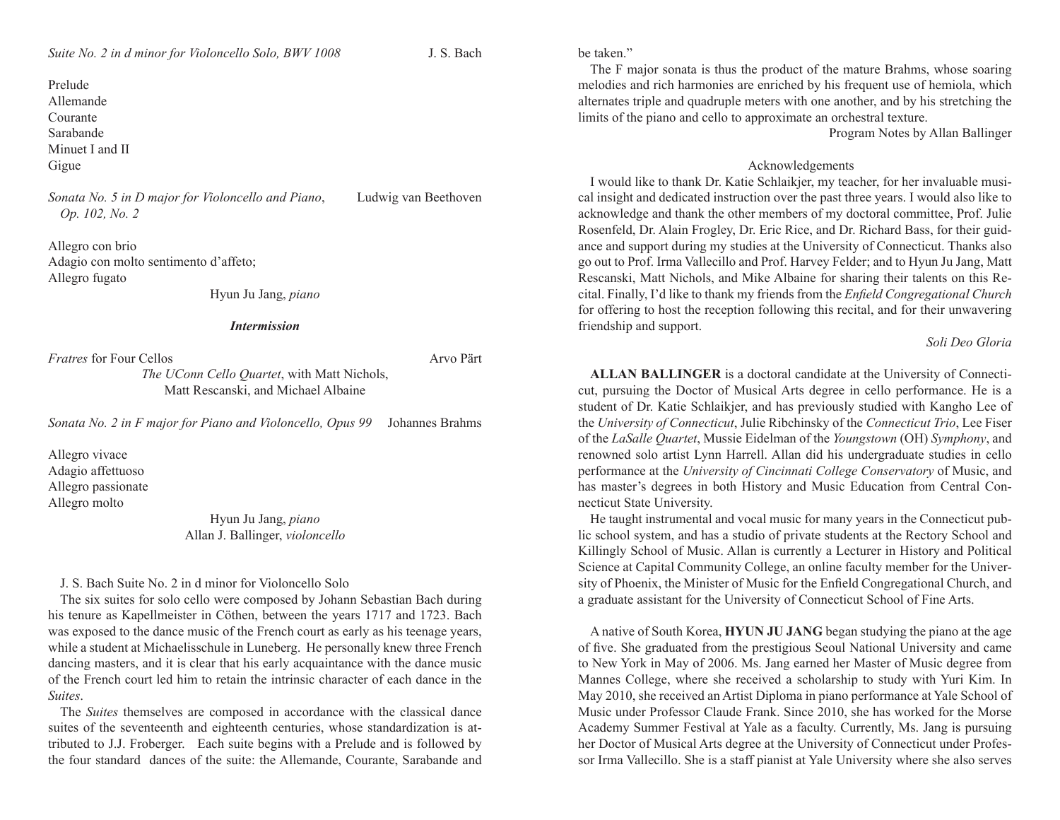*Suite No. 2 in d minor for Violoncello Solo, BWV 1008* J. S. Bach

Prelude
Allemande
Courante
Sarabande
Minuet I and II
Gigue

*Sonata No. 5 in D major for Violoncello and Piano*, *Op. 102, No. 2* Ludwig van Beethoven

Allegro con brio
Adagio con molto sentimento d'affeto;
Allegro fugato

Hyun Ju Jang, *piano*

***Intermission***

*Fratres* for Four Cellos Arvo Pärt

*The UConn Cello Quartet*, with Matt Nichols, Matt Rescanski, and Michael Albaine

*Sonata No. 2 in F major for Piano and Violoncello, Opus 99* Johannes Brahms

Allegro vivace
Adagio affettuoso
Allegro passionate
Allegro molto

Hyun Ju Jang, *piano*
Allan J. Ballinger, *violoncello*

J. S. Bach Suite No. 2 in d minor for Violoncello Solo

The six suites for solo cello were composed by Johann Sebastian Bach during his tenure as Kapellmeister in Cöthen, between the years 1717 and 1723. Bach was exposed to the dance music of the French court as early as his teenage years, while a student at Michaelisschule in Luneberg. He personally knew three French dancing masters, and it is clear that his early acquaintance with the dance music of the French court led him to retain the intrinsic character of each dance in the *Suites*.

The *Suites* themselves are composed in accordance with the classical dance suites of the seventeenth and eighteenth centuries, whose standardization is attributed to J.J. Froberger. Each suite begins with a Prelude and is followed by the four standard dances of the suite: the Allemande, Courante, Sarabande and

be taken."

The F major sonata is thus the product of the mature Brahms, whose soaring melodies and rich harmonies are enriched by his frequent use of hemiola, which alternates triple and quadruple meters with one another, and by his stretching the limits of the piano and cello to approximate an orchestral texture.

Program Notes by Allan Ballinger

Acknowledgements

I would like to thank Dr. Katie Schlaikjer, my teacher, for her invaluable musical insight and dedicated instruction over the past three years. I would also like to acknowledge and thank the other members of my doctoral committee, Prof. Julie Rosenfeld, Dr. Alain Frogley, Dr. Eric Rice, and Dr. Richard Bass, for their guidance and support during my studies at the University of Connecticut. Thanks also go out to Prof. Irma Vallecillo and Prof. Harvey Felder; and to Hyun Ju Jang, Matt Rescanski, Matt Nichols, and Mike Albaine for sharing their talents on this Recital. Finally, I'd like to thank my friends from the *Enfield Congregational Church* for offering to host the reception following this recital, and for their unwavering friendship and support.

*Soli Deo Gloria*

**ALLAN BALLINGER** is a doctoral candidate at the University of Connecticut, pursuing the Doctor of Musical Arts degree in cello performance. He is a student of Dr. Katie Schlaikjer, and has previously studied with Kangho Lee of the *University of Connecticut*, Julie Ribchinsky of the *Connecticut Trio*, Lee Fiser of the *LaSalle Quartet*, Mussie Eidelman of the *Youngstown* (OH) *Symphony*, and renowned solo artist Lynn Harrell. Allan did his undergraduate studies in cello performance at the *University of Cincinnati College Conservatory* of Music, and has master's degrees in both History and Music Education from Central Connecticut State University.

He taught instrumental and vocal music for many years in the Connecticut public school system, and has a studio of private students at the Rectory School and Killingly School of Music. Allan is currently a Lecturer in History and Political Science at Capital Community College, an online faculty member for the University of Phoenix, the Minister of Music for the Enfield Congregational Church, and a graduate assistant for the University of Connecticut School of Fine Arts.

A native of South Korea, **HYUN JU JANG** began studying the piano at the age of five. She graduated from the prestigious Seoul National University and came to New York in May of 2006. Ms. Jang earned her Master of Music degree from Mannes College, where she received a scholarship to study with Yuri Kim. In May 2010, she received an Artist Diploma in piano performance at Yale School of Music under Professor Claude Frank. Since 2010, she has worked for the Morse Academy Summer Festival at Yale as a faculty. Currently, Ms. Jang is pursuing her Doctor of Musical Arts degree at the University of Connecticut under Professor Irma Vallecillo. She is a staff pianist at Yale University where she also serves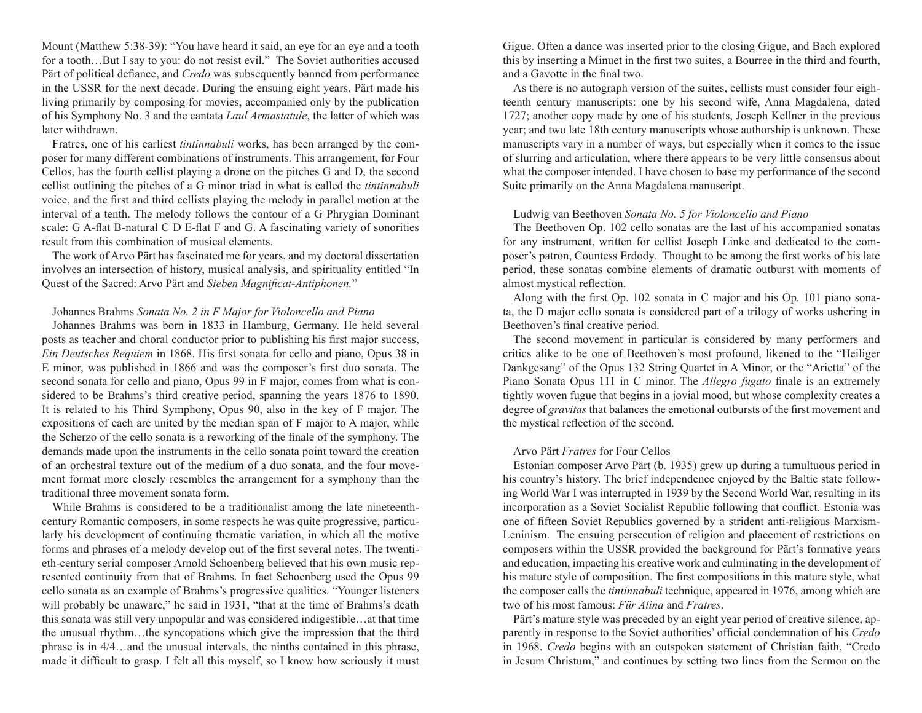Mount (Matthew 5:38-39): "You have heard it said, an eye for an eye and a tooth for a tooth…But I say to you: do not resist evil." The Soviet authorities accused Pärt of political defiance, and *Credo* was subsequently banned from performance in the USSR for the next decade. During the ensuing eight years, Pärt made his living primarily by composing for movies, accompanied only by the publication of his Symphony No. 3 and the cantata *Laul Armastatule*, the latter of which was later withdrawn.

Fratres, one of his earliest *tintinnabuli* works, has been arranged by the composer for many different combinations of instruments. This arrangement, for Four Cellos, has the fourth cellist playing a drone on the pitches G and D, the second cellist outlining the pitches of a G minor triad in what is called the *tintinnabuli* voice, and the first and third cellists playing the melody in parallel motion at the interval of a tenth. The melody follows the contour of a G Phrygian Dominant scale: G A-flat B-natural C D E-flat F and G. A fascinating variety of sonorities result from this combination of musical elements.

The work of Arvo Pärt has fascinated me for years, and my doctoral dissertation involves an intersection of history, musical analysis, and spirituality entitled "In Quest of the Sacred: Arvo Pärt and *Sieben Magnificat-Antiphonen.*"

Johannes Brahms *Sonata No. 2 in F Major for Violoncello and Piano*

Johannes Brahms was born in 1833 in Hamburg, Germany. He held several posts as teacher and choral conductor prior to publishing his first major success, *Ein Deutsches Requiem* in 1868. His first sonata for cello and piano, Opus 38 in E minor, was published in 1866 and was the composer's first duo sonata. The second sonata for cello and piano, Opus 99 in F major, comes from what is considered to be Brahms's third creative period, spanning the years 1876 to 1890. It is related to his Third Symphony, Opus 90, also in the key of F major. The expositions of each are united by the median span of F major to A major, while the Scherzo of the cello sonata is a reworking of the finale of the symphony. The demands made upon the instruments in the cello sonata point toward the creation of an orchestral texture out of the medium of a duo sonata, and the four movement format more closely resembles the arrangement for a symphony than the traditional three movement sonata form.

While Brahms is considered to be a traditionalist among the late nineteenth-century Romantic composers, in some respects he was quite progressive, particularly his development of continuing thematic variation, in which all the motive forms and phrases of a melody develop out of the first several notes. The twentieth-century serial composer Arnold Schoenberg believed that his own music represented continuity from that of Brahms. In fact Schoenberg used the Opus 99 cello sonata as an example of Brahms's progressive qualities. "Younger listeners will probably be unaware," he said in 1931, "that at the time of Brahms's death this sonata was still very unpopular and was considered indigestible…at that time the unusual rhythm…the syncopations which give the impression that the third phrase is in 4/4…and the unusual intervals, the ninths contained in this phrase, made it difficult to grasp. I felt all this myself, so I know how seriously it must

Gigue. Often a dance was inserted prior to the closing Gigue, and Bach explored this by inserting a Minuet in the first two suites, a Bourree in the third and fourth, and a Gavotte in the final two.

As there is no autograph version of the suites, cellists must consider four eighteenth century manuscripts: one by his second wife, Anna Magdalena, dated 1727; another copy made by one of his students, Joseph Kellner in the previous year; and two late 18th century manuscripts whose authorship is unknown. These manuscripts vary in a number of ways, but especially when it comes to the issue of slurring and articulation, where there appears to be very little consensus about what the composer intended. I have chosen to base my performance of the second Suite primarily on the Anna Magdalena manuscript.

Ludwig van Beethoven *Sonata No. 5 for Violoncello and Piano*

The Beethoven Op. 102 cello sonatas are the last of his accompanied sonatas for any instrument, written for cellist Joseph Linke and dedicated to the composer's patron, Countess Erdody. Thought to be among the first works of his late period, these sonatas combine elements of dramatic outburst with moments of almost mystical reflection.

Along with the first Op. 102 sonata in C major and his Op. 101 piano sonata, the D major cello sonata is considered part of a trilogy of works ushering in Beethoven's final creative period.

The second movement in particular is considered by many performers and critics alike to be one of Beethoven's most profound, likened to the "Heiliger Dankgesang" of the Opus 132 String Quartet in A Minor, or the "Arietta" of the Piano Sonata Opus 111 in C minor. The *Allegro fugato* finale is an extremely tightly woven fugue that begins in a jovial mood, but whose complexity creates a degree of *gravitas* that balances the emotional outbursts of the first movement and the mystical reflection of the second.

Arvo Pärt *Fratres* for Four Cellos

Estonian composer Arvo Pärt (b. 1935) grew up during a tumultuous period in his country's history. The brief independence enjoyed by the Baltic state following World War I was interrupted in 1939 by the Second World War, resulting in its incorporation as a Soviet Socialist Republic following that conflict. Estonia was one of fifteen Soviet Republics governed by a strident anti-religious Marxism-Leninism. The ensuing persecution of religion and placement of restrictions on composers within the USSR provided the background for Pärt's formative years and education, impacting his creative work and culminating in the development of his mature style of composition. The first compositions in this mature style, what the composer calls the *tintinnabuli* technique, appeared in 1976, among which are two of his most famous: *Für Alina* and *Fratres*.

Pärt's mature style was preceded by an eight year period of creative silence, apparently in response to the Soviet authorities' official condemnation of his *Credo* in 1968. *Credo* begins with an outspoken statement of Christian faith, "Credo in Jesum Christum," and continues by setting two lines from the Sermon on the